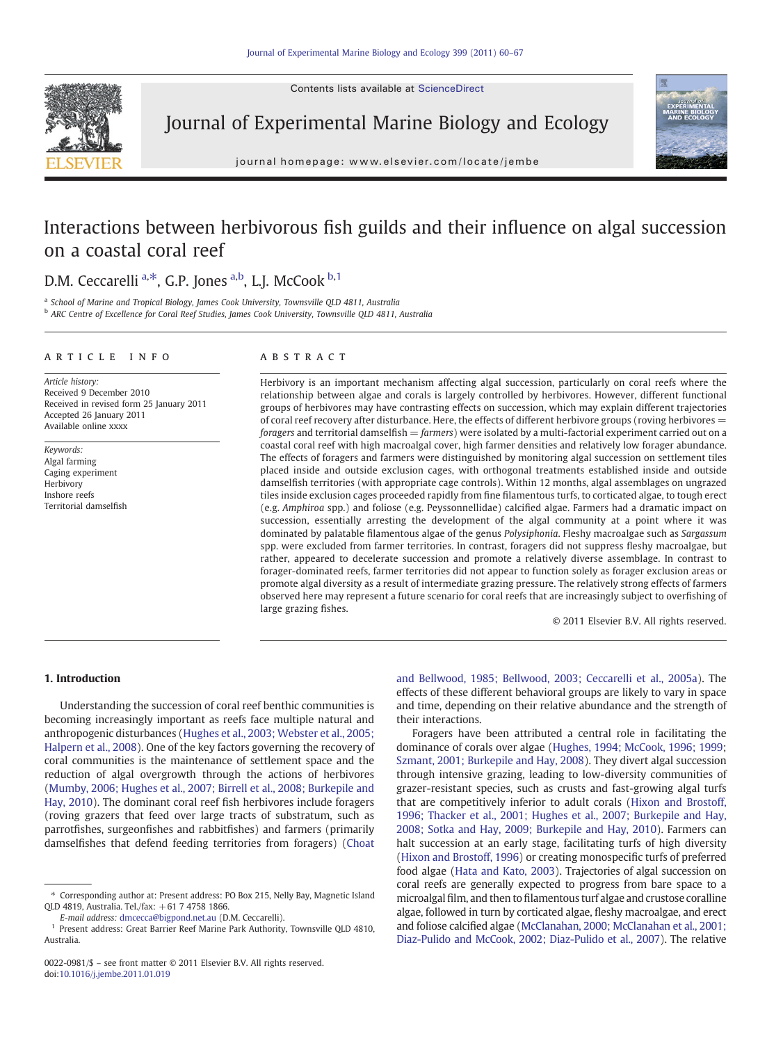# Interactions between herbivorous fish guilds and their influence on algal succession on a coastal coral reef

D.M. Ceccarelli [a,*], G.P. Jones [a,b], L.J. McCook [b,1]

[a] School of Marine and Tropical Biology, James Cook University, Townsville QLD 4811, Australia
[b] ARC Centre of Excellence for Coral Reef Studies, James Cook University, Townsville QLD 4811, Australia

## ARTICLE INFO

*Article history:*
Received 9 December 2010
Received in revised form 25 January 2011
Accepted 26 January 2011
Available online xxxx

*Keywords:*
Algal farming
Caging experiment
Herbivory
Inshore reefs
Territorial damselfish

## ABSTRACT

Herbivory is an important mechanism affecting algal succession, particularly on coral reefs where the relationship between algae and corals is largely controlled by herbivores. However, different functional groups of herbivores may have contrasting effects on succession, which may explain different trajectories of coral reef recovery after disturbance. Here, the effects of different herbivore groups (roving herbivores = *foragers* and territorial damselfish = *farmers*) were isolated by a multi-factorial experiment carried out on a coastal coral reef with high macroalgal cover, high farmer densities and relatively low forager abundance. The effects of foragers and farmers were distinguished by monitoring algal succession on settlement tiles placed inside and outside exclusion cages, with orthogonal treatments established inside and outside damselfish territories (with appropriate cage controls). Within 12 months, algal assemblages on ungrazed tiles inside exclusion cages proceeded rapidly from fine filamentous turfs, to corticated algae, to tough erect (e.g. *Amphiroa* spp.) and foliose (e.g. Peyssonnelidae) calcified algae. Farmers had a dramatic impact on succession, essentially arresting the development of the algal community at a point where it was dominated by palatable filamentous algae of the genus *Polysiphonia*. Fleshy macroalgae such as *Sargassum* spp. were excluded from farmer territories. In contrast, foragers did not suppress fleshy macroalgae, but rather, appeared to decelerate succession and promote a relatively diverse assemblage. In contrast to forager-dominated reefs, farmer territories did not appear to function solely as forager exclusion areas or promote algal diversity as a result of intermediate grazing pressure. The relatively strong effects of farmers observed here may represent a future scenario for coral reefs that are increasingly subject to overfishing of large grazing fishes.

© 2011 Elsevier B.V. All rights reserved.

## 1. Introduction

Understanding the succession of coral reef benthic communities is becoming increasingly important as reefs face multiple natural and anthropogenic disturbances (Hughes et al., 2003; Webster et al., 2005; Halpern et al., 2008). One of the key factors governing the recovery of coral communities is the maintenance of settlement space and the reduction of algal overgrowth through the actions of herbivores (Mumby, 2006; Hughes et al., 2007; Birrell et al., 2008; Burkepile and Hay, 2010). The dominant coral reef fish herbivores include foragers (roving grazers that feed over large tracts of substratum, such as parrotfishes, surgeonfishes and rabbitfishes) and farmers (primarily damselfishes that defend feeding territories from foragers) (Choat and Bellwood, 1985; Bellwood, 2003; Ceccarelli et al., 2005a). The effects of these different behavioral groups are likely to vary in space and time, depending on their relative abundance and the strength of their interactions.

Foragers have been attributed a central role in facilitating the dominance of corals over algae (Hughes, 1994; McCook, 1996; 1999; Szmant, 2001; Burkepile and Hay, 2008). They divert algal succession through intensive grazing, leading to low-diversity communities of grazer-resistant species, such as crusts and fast-growing algal turfs that are competitively inferior to adult corals (Hixon and Brostoff, 1996; Thacker et al., 2001; Hughes et al., 2007; Burkepile and Hay, 2008; Sotka and Hay, 2009; Burkepile and Hay, 2010). Farmers can halt succession at an early stage, facilitating turfs of high diversity (Hixon and Brostoff, 1996) or creating monospecific turfs of preferred food algae (Hata and Kato, 2003). Trajectories of algal succession on coral reefs are generally expected to progress from bare space to a microalgal film, and then to filamentous turf algae and crustose coralline algae, followed in turn by corticated algae, fleshy macroalgae, and erect and foliose calcified algae (McClanahan, 2000; McClanahan et al., 2001; Diaz-Pulido and McCook, 2002; Diaz-Pulido et al., 2007). The relative

---

* Corresponding author at: Present address: PO Box 215, Nelly Bay, Magnetic Island QLD 4819, Australia. Tel./fax: +61 7 4758 1866.
E-mail address: dmcecca@bigpond.net.au (D.M. Ceccarelli).
[1] Present address: Great Barrier Reef Marine Park Authority, Townsville QLD 4810, Australia.

0022-0981/$ – see front matter © 2011 Elsevier B.V. All rights reserved.
doi:10.1016/j.jembe.2011.01.019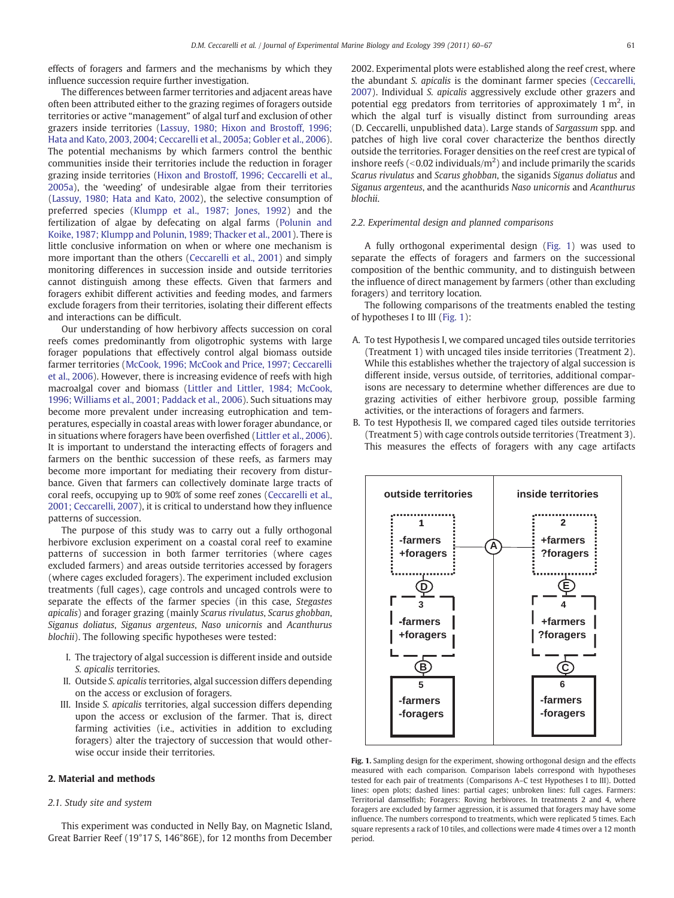effects of foragers and farmers and the mechanisms by which they influence succession require further investigation.

The differences between farmer territories and adjacent areas have often been attributed either to the grazing regimes of foragers outside territories or active "management" of algal turf and exclusion of other grazers inside territories (Lassuy, 1980; Hixon and Brostoff, 1996; Hata and Kato, 2003, 2004; Ceccarelli et al., 2005a; Gobler et al., 2006). The potential mechanisms by which farmers control the benthic communities inside their territories include the reduction in forager grazing inside territories (Hixon and Brostoff, 1996; Ceccarelli et al., 2005a), the 'weeding' of undesirable algae from their territories (Lassuy, 1980; Hata and Kato, 2002), the selective consumption of preferred species (Klumpp et al., 1987; Jones, 1992) and the fertilization of algae by defecating on algal farms (Polunin and Koike, 1987; Klumpp and Polunin, 1989; Thacker et al., 2001). There is little conclusive information on when or where one mechanism is more important than the others (Ceccarelli et al., 2001) and simply monitoring differences in succession inside and outside territories cannot distinguish among these effects. Given that farmers and foragers exhibit different activities and feeding modes, and farmers exclude foragers from their territories, isolating their different effects and interactions can be difficult.

Our understanding of how herbivory affects succession on coral reefs comes predominantly from oligotrophic systems with large forager populations that effectively control algal biomass outside farmer territories (McCook, 1996; McCook and Price, 1997; Ceccarelli et al., 2006). However, there is increasing evidence of reefs with high macroalgal cover and biomass (Littler and Littler, 1984; McCook, 1996; Williams et al., 2001; Paddack et al., 2006). Such situations may become more prevalent under increasing eutrophication and temperatures, especially in coastal areas with lower forager abundance, or in situations where foragers have been overfished (Littler et al., 2006). It is important to understand the interacting effects of foragers and farmers on the benthic succession of these reefs, as farmers may become more important for mediating their recovery from disturbance. Given that farmers can collectively dominate large tracts of coral reefs, occupying up to 90% of some reef zones (Ceccarelli et al., 2001; Ceccarelli, 2007), it is critical to understand how they influence patterns of succession.

The purpose of this study was to carry out a fully orthogonal herbivore exclusion experiment on a coastal coral reef to examine patterns of succession in both farmer territories (where cages excluded farmers) and areas outside territories accessed by foragers (where cages excluded foragers). The experiment included exclusion treatments (full cages), cage controls and uncaged controls were to separate the effects of the farmer species (in this case, *Stegastes apicalis*) and forager grazing (mainly *Scarus rivulatus*, *Scarus ghobban*, *Siganus doliatus*, *Siganus argenteus*, *Naso unicornis* and *Acanthurus blochii*). The following specific hypotheses were tested:

I. The trajectory of algal succession is different inside and outside *S. apicalis* territories.
II. Outside *S. apicalis* territories, algal succession differs depending on the access or exclusion of foragers.
III. Inside *S. apicalis* territories, algal succession differs depending upon the access or exclusion of the farmer. That is, direct farming activities (i.e., activities in addition to excluding foragers) alter the trajectory of succession that would otherwise occur inside their territories.

## 2. Material and methods

### 2.1. Study site and system

This experiment was conducted in Nelly Bay, on Magnetic Island, Great Barrier Reef (19°17 S, 146°86E), for 12 months from December 2002. Experimental plots were established along the reef crest, where the abundant *S. apicalis* is the dominant farmer species (Ceccarelli, 2007). Individual *S. apicalis* aggressively exclude other grazers and potential egg predators from territories of approximately 1 m$^2$, in which the algal turf is visually distinct from surrounding areas (D. Ceccarelli, unpublished data). Large stands of *Sargassum* spp. and patches of high live coral cover characterize the benthos directly outside the territories. Forager densities on the reef crest are typical of inshore reefs (<0.02 individuals/m$^2$) and include primarily the scarids *Scarus rivulatus* and *Scarus ghobban*, the siganids *Siganus doliatus* and *Siganus argenteus*, and the acanthurids *Naso unicornis* and *Acanthurus blochii*.

### 2.2. Experimental design and planned comparisons

A fully orthogonal experimental design (Fig. 1) was used to separate the effects of foragers and farmers on the successional composition of the benthic community, and to distinguish between the influence of direct management by farmers (other than excluding foragers) and territory location.

The following comparisons of the treatments enabled the testing of hypotheses I to III (Fig. 1):

A. To test Hypothesis I, we compared uncaged tiles outside territories (Treatment 1) with uncaged tiles inside territories (Treatment 2). While this establishes whether the trajectory of algal succession is different inside, versus outside, of territories, additional comparisons are necessary to determine whether differences are due to grazing activities of either herbivore group, possible farming activities, or the interactions of foragers and farmers.
B. To test Hypothesis II, we compared caged tiles outside territories (Treatment 5) with cage controls outside territories (Treatment 3). This measures the effects of foragers with any cage artifacts

| outside territories | | inside territories |
|---|---|---|
| 1: -farmers +foragers | A | 2: +farmers ?foragers |
| D | | E |
| 3: -farmers +foragers | | 4: +farmers ?foragers |
| B | | C |
| 5: -farmers -foragers | | 6: -farmers -foragers |

**Fig. 1.** Sampling design for the experiment, showing orthogonal design and the effects measured with each comparison. Comparison labels correspond with hypotheses tested for each pair of treatments (Comparisons A–C test Hypotheses I to III). Dotted lines: open plots; dashed lines: partial cages; unbroken lines: full cages. Farmers: Territorial damselfish; Foragers: Roving herbivores. In treatments 2 and 4, where foragers are excluded by farmer aggression, it is assumed that foragers may have some influence. The numbers correspond to treatments, which were replicated 5 times. Each square represents a rack of 10 tiles, and collections were made 4 times over a 12 month period.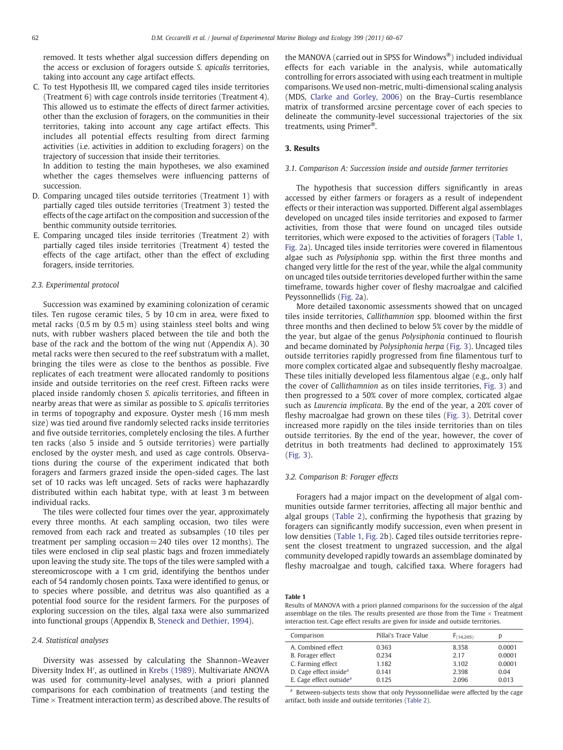removed. It tests whether algal succession differs depending on the access or exclusion of foragers outside *S. apicalis* territories, taking into account any cage artifact effects.

C. To test Hypothesis III, we compared caged tiles inside territories (Treatment 6) with cage controls inside territories (Treatment 4). This allowed us to estimate the effects of direct farmer activities, other than the exclusion of foragers, on the communities in their territories, taking into account any cage artifact effects. This includes all potential effects resulting from direct farming activities (i.e. activities in addition to excluding foragers) on the trajectory of succession that inside their territories.

In addition to testing the main hypotheses, we also examined whether the cages themselves were influencing patterns of succession.

D. Comparing uncaged tiles outside territories (Treatment 1) with partially caged tiles outside territories (Treatment 3) tested the effects of the cage artifact on the composition and succession of the benthic community outside territories.

E. Comparing uncaged tiles inside territories (Treatment 2) with partially caged tiles inside territories (Treatment 4) tested the effects of the cage artifact, other than the effect of excluding foragers, inside territories.

### 2.3. Experimental protocol

Succession was examined by examining colonization of ceramic tiles. Ten rugose ceramic tiles, 5 by 10 cm in area, were fixed to metal racks (0.5 m by 0.5 m) using stainless steel bolts and wing nuts, with rubber washers placed between the tile and both the base of the rack and the bottom of the wing nut (Appendix A). 30 metal racks were then secured to the reef substratum with a mallet, bringing the tiles were as close to the benthos as possible. Five replicates of each treatment were allocated randomly to positions inside and outside territories on the reef crest. Fifteen racks were placed inside randomly chosen *S. apicalis* territories, and fifteen in nearby areas that were as similar as possible to *S. apicalis* territories in terms of topography and exposure. Oyster mesh (16 mm mesh size) was tied around five randomly selected racks inside territories and five outside territories, completely enclosing the tiles. A further ten racks (also 5 inside and 5 outside territories) were partially enclosed by the oyster mesh, and used as cage controls. Observations during the course of the experiment indicated that both foragers and farmers grazed inside the open-sided cages. The last set of 10 racks was left uncaged. Sets of racks were haphazardly distributed within each habitat type, with at least 3 m between individual racks.

The tiles were collected four times over the year, approximately every three months. At each sampling occasion, two tiles were removed from each rack and treated as subsamples (10 tiles per treatment per sampling occasion = 240 tiles over 12 months). The tiles were enclosed in clip seal plastic bags and frozen immediately upon leaving the study site. The tops of the tiles were sampled with a stereomicroscope with a 1 cm grid, identifying the benthos under each of 54 randomly chosen points. Taxa were identified to genus, or to species where possible, and detritus was also quantified as a potential food source for the resident farmers. For the purposes of exploring succession on the tiles, algal taxa were also summarized into functional groups (Appendix B, Steneck and Dethier, 1994).

### 2.4. Statistical analyses

Diversity was assessed by calculating the Shannon–Weaver Diversity Index H′, as outlined in Krebs (1989). Multivariate ANOVA was used for community-level analyses, with a priori planned comparisons for each combination of treatments (and testing the Time × Treatment interaction term) as described above. The results of the MANOVA (carried out in SPSS for Windows®) included individual effects for each variable in the analysis, while automatically controlling for errors associated with using each treatment in multiple comparisons. We used non-metric, multi-dimensional scaling analysis (MDS, Clarke and Gorley, 2006) on the Bray–Curtis resemblance matrix of transformed arcsine percentage cover of each species to delineate the community-level successional trajectories of the six treatments, using Primer®.

## 3. Results

### 3.1. Comparison A: Succession inside and outside farmer territories

The hypothesis that succession differs significantly in areas accessed by either farmers or foragers as a result of independent effects or their interaction was supported. Different algal assemblages developed on uncaged tiles inside territories and exposed to farmer activities, from those that were found on uncaged tiles outside territories, which were exposed to the activities of foragers (Table 1, Fig. 2a). Uncaged tiles inside territories were covered in filamentous algae such as *Polysiphonia* spp. within the first three months and changed very little for the rest of the year, while the algal community on uncaged tiles outside territories developed further within the same timeframe, towards higher cover of fleshy macroalgae and calcified Peyssonnellids (Fig. 2a).

More detailed taxonomic assessments showed that on uncaged tiles inside territories, *Callithamnion* spp. bloomed within the first three months and then declined to below 5% cover by the middle of the year, but algae of the genus *Polysiphonia* continued to flourish and became dominated by *Polysiphonia herpa* (Fig. 3). Uncaged tiles outside territories rapidly progressed from fine filamentous turf to more complex corticated algae and subsequently fleshy macroalgae. These tiles initially developed less filamentous algae (e.g., only half the cover of *Callithamnion* as on tiles inside territories, Fig. 3) and then progressed to a 50% cover of more complex, corticated algae such as *Laurencia implicata*. By the end of the year, a 20% cover of fleshy macroalgae had grown on these tiles (Fig. 3). Detrital cover increased more rapidly on the tiles inside territories than on tiles outside territories. By the end of the year, however, the cover of detritus in both treatments had declined to approximately 15% (Fig. 3).

### 3.2. Comparison B: Forager effects

Foragers had a major impact on the development of algal communities outside farmer territories, affecting all major benthic and algal groups (Table 2), confirming the hypothesis that grazing by foragers can significantly modify succession, even when present in low densities (Table 1, Fig. 2b). Caged tiles outside territories represent the closest treatment to ungrazed succession, and the algal community developed rapidly towards an assemblage dominated by fleshy macroalgae and tough, calcified taxa. Where foragers had

**Table 1**
Results of MANOVA with a priori planned comparisons for the succession of the algal assemblage on the tiles. The results presented are those from the Time × Treatment interaction test. Cage effect results are given for inside and outside territories.

| Comparison | Pillai's Trace Value | $F_{(14,205)}$ | p |
|---|---|---|---|
| A. Combined effect | 0.363 | 8.358 | 0.0001 |
| B. Forager effect | 0.234 | 2.17 | 0.0001 |
| C. Farming effect | 1.182 | 3.102 | 0.0001 |
| D. Cage effect inside[a] | 0.141 | 2.398 | 0.04 |
| E. Cage effect outside[a] | 0.125 | 2.096 | 0.013 |

[a] Between-subjects tests show that only Peyssonnellidae were affected by the cage artifact, both inside and outside territories (Table 2).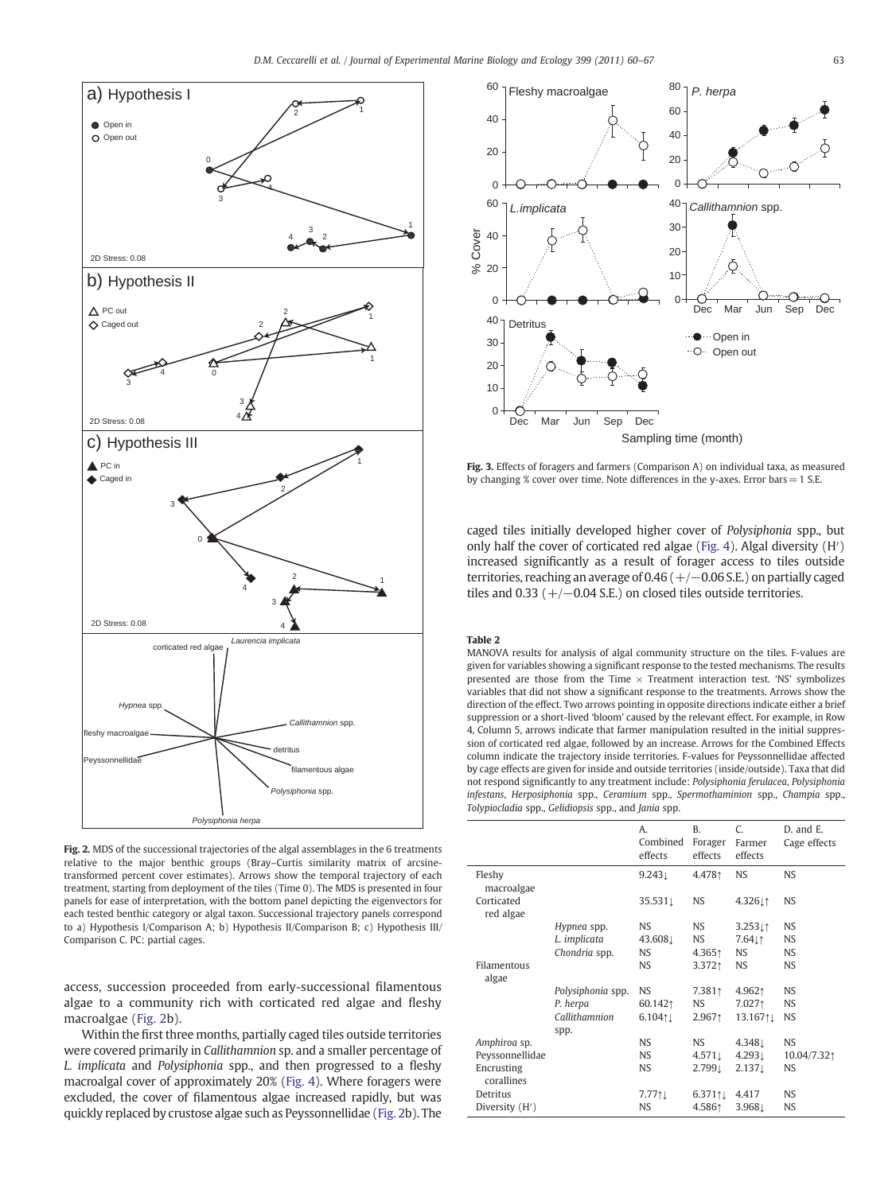Fig. 2. MDS of the successional trajectories of the algal assemblages in the 6 treatments relative to the major benthic groups (Bray–Curtis similarity matrix of arcsine-transformed percent cover estimates). Arrows show the temporal trajectory of each treatment, starting from deployment of the tiles (Time 0). The MDS is presented in four panels for ease of interpretation, with the bottom panel depicting the eigenvectors for each tested benthic category or algal taxon. Successional trajectory panels correspond to a) Hypothesis I/Comparison A; b) Hypothesis II/Comparison B; c) Hypothesis III/Comparison C. PC: partial cages.

access, succession proceeded from early-successional filamentous algae to a community rich with corticated red algae and fleshy macroalgae (Fig. 2b).

Within the first three months, partially caged tiles outside territories were covered primarily in *Callithamnion* sp. and a smaller percentage of *L. implicata* and *Polysiphonia* spp., and then progressed to a fleshy macroalgal cover of approximately 20% (Fig. 4). Where foragers were excluded, the cover of filamentous algae increased rapidly, but was quickly replaced by crustose algae such as Peyssonnellidae (Fig. 2b). The caged tiles initially developed higher cover of *Polysiphonia* spp., but only half the cover of corticated red algae (Fig. 4). Algal diversity (H′) increased significantly as a result of forager access to tiles outside territories, reaching an average of 0.46 (+/−0.06 S.E.) on partially caged tiles and 0.33 (+/−0.04 S.E.) on closed tiles outside territories.

Fig. 3. Effects of foragers and farmers (Comparison A) on individual taxa, as measured by changing % cover over time. Note differences in the y-axes. Error bars = 1 S.E.

**Table 2**
MANOVA results for analysis of algal community structure on the tiles. F-values are given for variables showing a significant response to the tested mechanisms. The results presented are those from the Time × Treatment interaction test. 'NS' symbolizes variables that did not show a significant response to the treatments. Arrows show the direction of the effect. Two arrows pointing in opposite directions indicate either a brief suppression or a short-lived 'bloom' caused by the relevant effect. For example, in Row 4, Column 5, arrows indicate that farmer manipulation resulted in the initial suppression of corticated red algae, followed by an increase. Arrows for the Combined Effects column indicate the trajectory inside territories. F-values for Peyssonnellidae affected by cage effects are given for inside and outside territories (inside/outside). Taxa that did not respond significantly to any treatment include: *Polysiphonia ferulacea*, *Polysiphonia infestans*, *Herposiphonia* spp., *Ceramium* spp., *Spermothaminion* spp., *Champia* spp., *Tolypiocladia* spp., *Gelidiopsis* spp., and *Jania* spp.

| | | A. Combined effects | B. Forager effects | C. Farmer effects | D. and E. Cage effects |
|---|---|---|---|---|---|
| Fleshy macroalgae | | 9.243↓ | 4.478↑ | NS | NS |
| Corticated red algae | | 35.531↓ | NS | 4.326↓↑ | NS |
| | *Hypnea* spp. | NS | NS | 3.253↓↑ | NS |
| | *L. implicata* | 43.608↓ | NS | 7.64↓↑ | NS |
| | *Chondria* spp. | NS | 4.365↑ | NS | NS |
| Filamentous algae | | NS | 3.372↑ | NS | NS |
| | *Polysiphonia* spp. | NS | 7.381↑ | 4.962↑ | NS |
| | *P. herpa* | 60.142↑ | NS | 7.027↑ | NS |
| | *Callithamnion* spp. | 6.104↑↓ | 2.967↑ | 13.167↑↓ | NS |
| *Amphiroa* sp. | | NS | NS | 4.348↓ | NS |
| Peyssonnellidae | | NS | 4.571↓ | 4.293↓ | 10.04/7.32↑ |
| Encrusting corallines | | NS | 2.799↓ | 2.137↓ | NS |
| Detritus | | 7.77↑↓ | 6.371↑↓ | 4.417 | NS |
| Diversity (H′) | | NS | 4.586↑ | 3.968↓ | NS |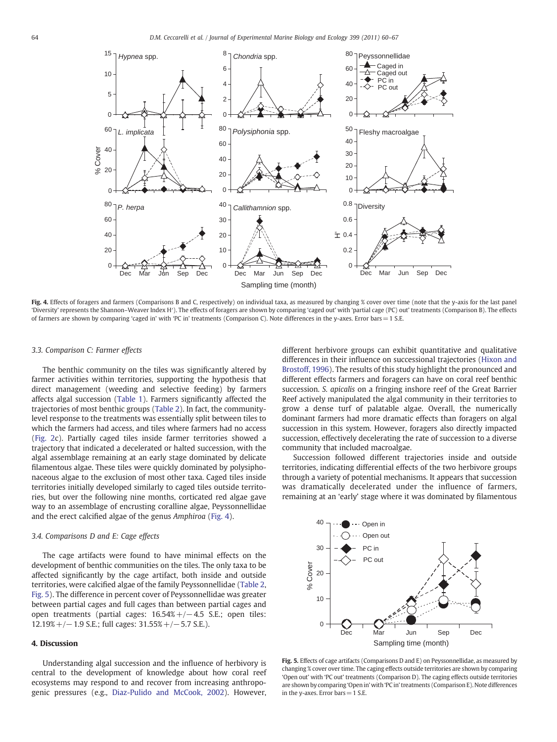**Fig. 4.** Effects of foragers and farmers (Comparisons B and C, respectively) on individual taxa, as measured by changing % cover over time (note that the y-axis for the last panel 'Diversity' represents the Shannon–Weaver Index H'). The effects of foragers are shown by comparing 'caged out' with 'partial cage (PC) out' treatments (Comparison B). The effects of farmers are shown by comparing 'caged in' with 'PC in' treatments (Comparison C). Note differences in the y-axes. Error bars = 1 S.E.

### 3.3. Comparison C: Farmer effects

The benthic community on the tiles was significantly altered by farmer activities within territories, supporting the hypothesis that direct management (weeding and selective feeding) by farmers affects algal succession (Table 1). Farmers significantly affected the trajectories of most benthic groups (Table 2). In fact, the community-level response to the treatments was essentially split between tiles to which the farmers had access, and tiles where farmers had no access (Fig. 2c). Partially caged tiles inside farmer territories showed a trajectory that indicated a decelerated or halted succession, with the algal assemblage remaining at an early stage dominated by delicate filamentous algae. These tiles were quickly dominated by polysiphonaceous algae to the exclusion of most other taxa. Caged tiles inside territories initially developed similarly to caged tiles outside territories, but over the following nine months, corticated red algae gave way to an assemblage of encrusting coralline algae, Peyssonnelidae and the erect calcified algae of the genus *Amphiroa* (Fig. 4).

### 3.4. Comparisons D and E: Cage effects

The cage artifacts were found to have minimal effects on the development of benthic communities on the tiles. The only taxa to be affected significantly by the cage artifact, both inside and outside territories, were calcified algae of the family Peyssonnelidae (Table 2, Fig. 5). The difference in percent cover of Peyssonnellidae was greater between partial cages and full cages than between partial cages and open treatments (partial cages: 16.54% +/− 4.5 S.E.; open tiles: 12.19% +/− 1.9 S.E.; full cages: 31.55% +/− 5.7 S.E.).

## 4. Discussion

Understanding algal succession and the influence of herbivory is central to the development of knowledge about how coral reef ecosystems may respond to and recover from increasing anthropogenic pressures (e.g., Diaz-Pulido and McCook, 2002). However, different herbivore groups can exhibit quantitative and qualitative differences in their influence on successional trajectories (Hixon and Brostoff, 1996). The results of this study highlight the pronounced and different effects farmers and foragers can have on coral reef benthic succession. *S. apicalis* on a fringing inshore reef of the Great Barrier Reef actively manipulated the algal community in their territories to grow a dense turf of palatable algae. Overall, the numerically dominant farmers had more dramatic effects than foragers on algal succession in this system. However, foragers also directly impacted succession, effectively decelerating the rate of succession to a diverse community that included macroalgae.

Succession followed different trajectories inside and outside territories, indicating differential effects of the two herbivore groups through a variety of potential mechanisms. It appears that succession was dramatically decelerated under the influence of farmers, remaining at an 'early' stage where it was dominated by filamentous

**Fig. 5.** Effects of cage artifacts (Comparisons D and E) on Peyssonnellidae, as measured by changing % cover over time. The caging effects outside territories are shown by comparing 'Open out' with 'PC out' treatments (Comparison D). The caging effects outside territories are shown by comparing 'Open in' with 'PC in' treatments (Comparison E). Note differences in the y-axes. Error bars = 1 S.E.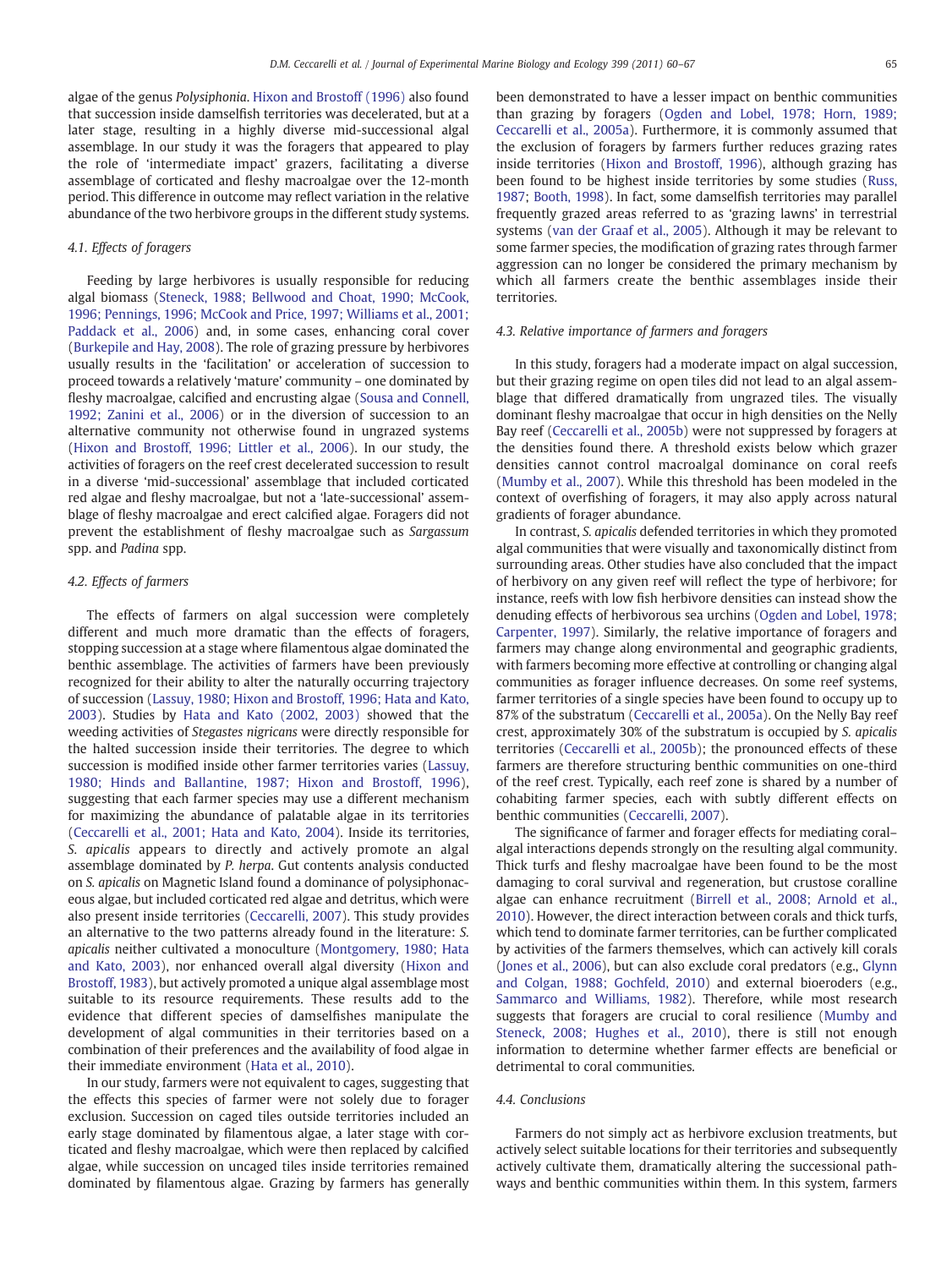algae of the genus *Polysiphonia*. Hixon and Brostoff (1996) also found that succession inside damselfish territories was decelerated, but at a later stage, resulting in a highly diverse mid-successional algal assemblage. In our study it was the foragers that appeared to play the role of 'intermediate impact' grazers, facilitating a diverse assemblage of corticated and fleshy macroalgae over the 12-month period. This difference in outcome may reflect variation in the relative abundance of the two herbivore groups in the different study systems.

### 4.1. Effects of foragers

Feeding by large herbivores is usually responsible for reducing algal biomass (Steneck, 1988; Bellwood and Choat, 1990; McCook, 1996; Pennings, 1996; McCook and Price, 1997; Williams et al., 2001; Paddack et al., 2006) and, in some cases, enhancing coral cover (Burkepile and Hay, 2008). The role of grazing pressure by herbivores usually results in the 'facilitation' or acceleration of succession to proceed towards a relatively 'mature' community – one dominated by fleshy macroalgae, calcified and encrusting algae (Sousa and Connell, 1992; Zanini et al., 2006) or in the diversion of succession to an alternative community not otherwise found in ungrazed systems (Hixon and Brostoff, 1996; Littler et al., 2006). In our study, the activities of foragers on the reef crest decelerated succession to result in a diverse 'mid-successional' assemblage that included corticated red algae and fleshy macroalgae, but not a 'late-successional' assemblage of fleshy macroalgae and erect calcified algae. Foragers did not prevent the establishment of fleshy macroalgae such as *Sargassum* spp. and *Padina* spp.

### 4.2. Effects of farmers

The effects of farmers on algal succession were completely different and much more dramatic than the effects of foragers, stopping succession at a stage where filamentous algae dominated the benthic assemblage. The activities of farmers have been previously recognized for their ability to alter the naturally occurring trajectory of succession (Lassuy, 1980; Hixon and Brostoff, 1996; Hata and Kato, 2003). Studies by Hata and Kato (2002, 2003) showed that the weeding activities of *Stegastes nigricans* were directly responsible for the halted succession inside their territories. The degree to which succession is modified inside other farmer territories varies (Lassuy, 1980; Hinds and Ballantine, 1987; Hixon and Brostoff, 1996), suggesting that each farmer species may use a different mechanism for maximizing the abundance of palatable algae in its territories (Ceccarelli et al., 2001; Hata and Kato, 2004). Inside its territories, *S. apicalis* appears to directly and actively promote an algal assemblage dominated by *P. herpa*. Gut contents analysis conducted on *S. apicalis* on Magnetic Island found a dominance of polysiphonaceous algae, but included corticated red algae and detritus, which were also present inside territories (Ceccarelli, 2007). This study provides an alternative to the two patterns already found in the literature: *S. apicalis* neither cultivated a monoculture (Montgomery, 1980; Hata and Kato, 2003), nor enhanced overall algal diversity (Hixon and Brostoff, 1983), but actively promoted a unique algal assemblage most suitable to its resource requirements. These results add to the evidence that different species of damselfishes manipulate the development of algal communities in their territories based on a combination of their preferences and the availability of food algae in their immediate environment (Hata et al., 2010).

In our study, farmers were not equivalent to cages, suggesting that the effects this species of farmer were not solely due to forager exclusion. Succession on caged tiles outside territories included an early stage dominated by filamentous algae, a later stage with corticated and fleshy macroalgae, which were then replaced by calcified algae, while succession on uncaged tiles inside territories remained dominated by filamentous algae. Grazing by farmers has generally been demonstrated to have a lesser impact on benthic communities than grazing by foragers (Ogden and Lobel, 1978; Horn, 1989; Ceccarelli et al., 2005a). Furthermore, it is commonly assumed that the exclusion of foragers by farmers further reduces grazing rates inside territories (Hixon and Brostoff, 1996), although grazing has been found to be highest inside territories by some studies (Russ, 1987; Booth, 1998). In fact, some damselfish territories may parallel frequently grazed areas referred to as 'grazing lawns' in terrestrial systems (van der Graaf et al., 2005). Although it may be relevant to some farmer species, the modification of grazing rates through farmer aggression can no longer be considered the primary mechanism by which all farmers create the benthic assemblages inside their territories.

### 4.3. Relative importance of farmers and foragers

In this study, foragers had a moderate impact on algal succession, but their grazing regime on open tiles did not lead to an algal assemblage that differed dramatically from ungrazed tiles. The visually dominant fleshy macroalgae that occur in high densities on the Nelly Bay reef (Ceccarelli et al., 2005b) were not suppressed by foragers at the densities found there. A threshold exists below which grazer densities cannot control macroalgal dominance on coral reefs (Mumby et al., 2007). While this threshold has been modeled in the context of overfishing of foragers, it may also apply across natural gradients of forager abundance.

In contrast, *S. apicalis* defended territories in which they promoted algal communities that were visually and taxonomically distinct from surrounding areas. Other studies have also concluded that the impact of herbivory on any given reef will reflect the type of herbivore; for instance, reefs with low fish herbivore densities can instead show the denuding effects of herbivorous sea urchins (Ogden and Lobel, 1978; Carpenter, 1997). Similarly, the relative importance of foragers and farmers may change along environmental and geographic gradients, with farmers becoming more effective at controlling or changing algal communities as forager influence decreases. On some reef systems, farmer territories of a single species have been found to occupy up to 87% of the substratum (Ceccarelli et al., 2005a). On the Nelly Bay reef crest, approximately 30% of the substratum is occupied by *S. apicalis* territories (Ceccarelli et al., 2005b); the pronounced effects of these farmers are therefore structuring benthic communities on one-third of the reef crest. Typically, each reef zone is shared by a number of cohabiting farmer species, each with subtly different effects on benthic communities (Ceccarelli, 2007).

The significance of farmer and forager effects for mediating coral–algal interactions depends strongly on the resulting algal community. Thick turfs and fleshy macroalgae have been found to be the most damaging to coral survival and regeneration, but crustose coralline algae can enhance recruitment (Birrell et al., 2008; Arnold et al., 2010). However, the direct interaction between corals and thick turfs, which tend to dominate farmer territories, can be further complicated by activities of the farmers themselves, which can actively kill corals (Jones et al., 2006), but can also exclude coral predators (e.g., Glynn and Colgan, 1988; Gochfeld, 2010) and external bioeroders (e.g., Sammarco and Williams, 1982). Therefore, while most research suggests that foragers are crucial to coral resilience (Mumby and Steneck, 2008; Hughes et al., 2010), there is still not enough information to determine whether farmer effects are beneficial or detrimental to coral communities.

### 4.4. Conclusions

Farmers do not simply act as herbivore exclusion treatments, but actively select suitable locations for their territories and subsequently actively cultivate them, dramatically altering the successional pathways and benthic communities within them. In this system, farmers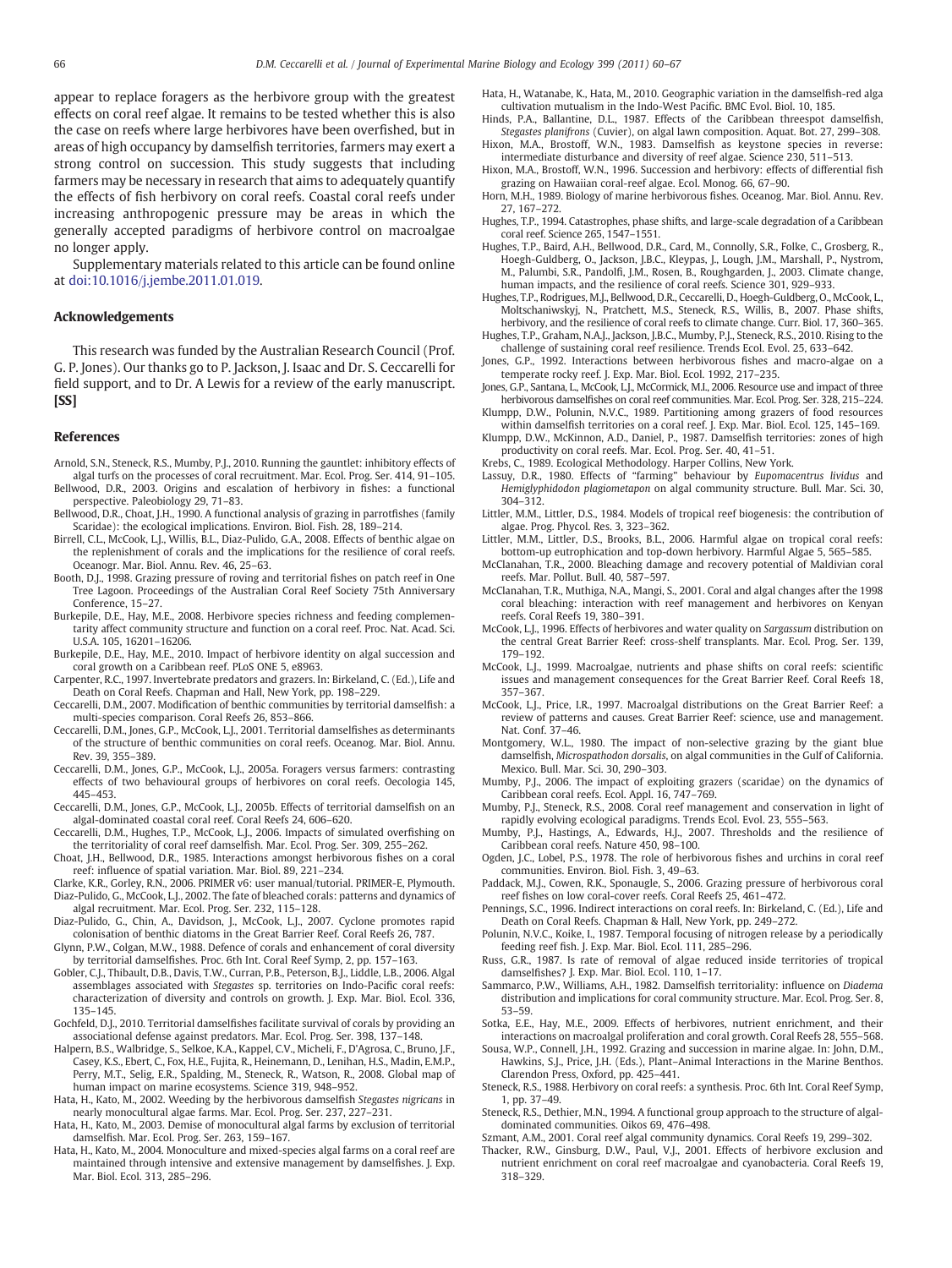appear to replace foragers as the herbivore group with the greatest effects on coral reef algae. It remains to be tested whether this is also the case on reefs where large herbivores have been overfished, but in areas of high occupancy by damselfish territories, farmers may exert a strong control on succession. This study suggests that including farmers may be necessary in research that aims to adequately quantify the effects of fish herbivory on coral reefs. Coastal coral reefs under increasing anthropogenic pressure may be areas in which the generally accepted paradigms of herbivore control on macroalgae no longer apply.

Supplementary materials related to this article can be found online at doi:10.1016/j.jembe.2011.01.019.

## Acknowledgements

This research was funded by the Australian Research Council (Prof. G. P. Jones). Our thanks go to P. Jackson, J. Isaac and Dr. S. Ceccarelli for field support, and to Dr. A Lewis for a review of the early manuscript. **[SS]**

## References

Arnold, S.N., Steneck, R.S., Mumby, P.J., 2010. Running the gauntlet: inhibitory effects of algal turfs on the processes of coral recruitment. Mar. Ecol. Prog. Ser. 414, 91–105.

Bellwood, D.R., 2003. Origins and escalation of herbivory in fishes: a functional perspective. Paleobiology 29, 71–83.

Bellwood, D.R., Choat, J.H., 1990. A functional analysis of grazing in parrotfishes (family Scaridae): the ecological implications. Environ. Biol. Fish. 28, 189–214.

Birrell, C.L., McCook, L.J., Willis, B.L., Diaz-Pulido, G.A., 2008. Effects of benthic algae on the replenishment of corals and the implications for the resilience of coral reefs. Oceanogr. Mar. Biol. Annu. Rev. 46, 25–63.

Booth, D.J., 1998. Grazing pressure of roving and territorial fishes on patch reef in One Tree Lagoon. Proceedings of the Australian Coral Reef Society 75th Anniversary Conference, 15–27.

Burkepile, D.E., Hay, M.E., 2008. Herbivore species richness and feeding complementarity affect community structure and function on a coral reef. Proc. Nat. Acad. Sci. U.S.A. 105, 16201–16206.

Burkepile, D.E., Hay, M.E., 2010. Impact of herbivore identity on algal succession and coral growth on a Caribbean reef. PLoS ONE 5, e8963.

Carpenter, R.C., 1997. Invertebrate predators and grazers. In: Birkeland, C. (Ed.), Life and Death on Coral Reefs. Chapman and Hall, New York, pp. 198–229.

Ceccarelli, D.M., 2007. Modification of benthic communities by territorial damselfish: a multi-species comparison. Coral Reefs 26, 853–866.

Ceccarelli, D.M., Jones, G.P., McCook, L.J., 2001. Territorial damselfishes as determinants of the structure of benthic communities on coral reefs. Oceanog. Mar. Biol. Annu. Rev. 39, 355–389.

Ceccarelli, D.M., Jones, G.P., McCook, L.J., 2005a. Foragers versus farmers: contrasting effects of two behavioural groups of herbivores on coral reefs. Oecologia 145, 445–453.

Ceccarelli, D.M., Jones, G.P., McCook, L.J., 2005b. Effects of territorial damselfish on an algal-dominated coastal coral reef. Coral Reefs 24, 606–620.

Ceccarelli, D.M., Hughes, T.P., McCook, L.J., 2006. Impacts of simulated overfishing on the territoriality of coral reef damselfish. Mar. Ecol. Prog. Ser. 309, 255–262.

Choat, J.H., Bellwood, D.R., 1985. Interactions amongst herbivorous fishes on a coral reef: influence of spatial variation. Mar. Biol. 89, 221–234.

Clarke, K.R., Gorley, R.N., 2006. PRIMER v6: user manual/tutorial. PRIMER-E, Plymouth.

Diaz-Pulido, G., McCook, L.J., 2002. The fate of bleached corals: patterns and dynamics of algal recruitment. Mar. Ecol. Prog. Ser. 232, 115–128.

Diaz-Pulido, G., Chin, A., Davidson, J., McCook, L.J., 2007. Cyclone promotes rapid colonisation of benthic diatoms in the Great Barrier Reef. Coral Reefs 26, 787.

Glynn, P.W., Colgan, M.W., 1988. Defence of corals and enhancement of coral diversity by territorial damselfishes. Proc. 6th Int. Coral Reef Symp, 2, pp. 157–163.

Gobler, C.J., Thibault, D.B., Davis, T.W., Curran, P.B., Peterson, B.J., Liddle, L.B., 2006. Algal assemblages associated with *Stegastes* sp. territories on Indo-Pacific coral reefs: characterization of diversity and controls on growth. J. Exp. Mar. Biol. Ecol. 336, 135–145.

Gochfeld, D.J., 2010. Territorial damselfishes facilitate survival of corals by providing an associational defense against predators. Mar. Ecol. Prog. Ser. 398, 137–148.

Halpern, B.S., Walbridge, S., Selkoe, K.A., Kappel, C.V., Micheli, F., D'Agrosa, C., Bruno, J.F., Casey, K.S., Ebert, C., Fox, H.E., Fujita, R., Heinemann, D., Lenihan, H.S., Madin, E.M.P., Perry, M.T., Selig, E.R., Spalding, M., Steneck, R., Watson, R., 2008. Global map of human impact on marine ecosystems. Science 319, 948–952.

Hata, H., Kato, M., 2002. Weeding by the herbivorous damselfish *Stegastes nigricans* in nearly monocultural algae farms. Mar. Ecol. Prog. Ser. 237, 227–231.

Hata, H., Kato, M., 2003. Demise of monocultural algal farms by exclusion of territorial damselfish. Mar. Ecol. Prog. Ser. 263, 159–167.

Hata, H., Kato, M., 2004. Monoculture and mixed-species algal farms on a coral reef are maintained through intensive and extensive management by damselfishes. J. Exp. Mar. Biol. Ecol. 313, 285–296.

Hata, H., Watanabe, K., Hata, M., 2010. Geographic variation in the damselfish-red alga cultivation mutualism in the Indo-West Pacific. BMC Evol. Biol. 10, 185.

Hinds, P.A., Ballantine, D.L., 1987. Effects of the Caribbean threespot damselfish, *Stegastes planifrons* (Cuvier), on algal lawn composition. Aquat. Bot. 27, 299–308.

Hixon, M.A., Brostoff, W.N., 1983. Damselfish as keystone species in reverse: intermediate disturbance and diversity of reef algae. Science 230, 511–513.

Hixon, M.A., Brostoff, W.N., 1996. Succession and herbivory: effects of differential fish grazing on Hawaiian coral-reef algae. Ecol. Monog. 66, 67–90.

Horn, M.H., 1989. Biology of marine herbivorous fishes. Oceanog. Mar. Biol. Annu. Rev. 27, 167–272.

Hughes, T.P., 1994. Catastrophes, phase shifts, and large-scale degradation of a Caribbean coral reef. Science 265, 1547–1551.

Hughes, T.P., Baird, A.H., Bellwood, D.R., Card, M., Connolly, S.R., Folke, C., Grosberg, R., Hoegh-Guldberg, O., Jackson, J.B.C., Kleypas, J., Lough, J.M., Marshall, P., Nystrom, M., Palumbi, S.R., Pandolfi, J.M., Rosen, B., Roughgarden, J., 2003. Climate change, human impacts, and the resilience of coral reefs. Science 301, 929–933.

Hughes, T.P., Rodrigues, M.J., Bellwood, D.R., Ceccarelli, D., Hoegh-Guldberg, O., McCook, L., Moltschaniwskyj, N., Pratchett, M.S., Steneck, R.S., Willis, B., 2007. Phase shifts, herbivory, and the resilience of coral reefs to climate change. Curr. Biol. 17, 360–365.

Hughes, T.P., Graham, N.A.J., Jackson, J.B.C., Mumby, P.J., Steneck, R.S., 2010. Rising to the challenge of sustaining coral reef resilience. Trends Ecol. Evol. 25, 633–642.

Jones, G.P., 1992. Interactions between herbivorous fishes and macro-algae on a temperate rocky reef. J. Exp. Mar. Biol. Ecol. 1992, 217–235.

Jones, G.P., Santana, L., McCook, L.J., McCormick, M.I., 2006. Resource use and impact of three herbivorous damselfishes on coral reef communities. Mar. Ecol. Prog. Ser. 328, 215–224.

Klumpp, D.W., Polunin, N.V.C., 1989. Partitioning among grazers of food resources within damselfish territories on a coral reef. J. Exp. Mar. Biol. Ecol. 125, 145–169.

Klumpp, D.W., McKinnon, A.D., Daniel, P., 1987. Damselfish territories: zones of high productivity on coral reefs. Mar. Ecol. Prog. Ser. 40, 41–51.

Krebs, C., 1989. Ecological Methodology. Harper Collins, New York.

Lassuy, D.R., 1980. Effects of "farming" behaviour by *Eupomacentrus lividus* and *Hemiglyphidodon plagiometapon* on algal community structure. Bull. Mar. Sci. 30, 304–312.

Littler, M.M., Littler, D.S., 1984. Models of tropical reef biogenesis: the contribution of algae. Prog. Phycol. Res. 3, 323–362.

Littler, M.M., Littler, D.S., Brooks, B.L., 2006. Harmful algae on tropical coral reefs: bottom-up eutrophication and top-down herbivory. Harmful Algae 5, 565–585.

McClanahan, T.R., 2000. Bleaching damage and recovery potential of Maldivian coral reefs. Mar. Pollut. Bull. 40, 587–597.

McClanahan, T.R., Muthiga, N.A., Mangi, S., 2001. Coral and algal changes after the 1998 coral bleaching: interaction with reef management and herbivores on Kenyan reefs. Coral Reefs 19, 380–391.

McCook, L.J., 1996. Effects of herbivores and water quality on *Sargassum* distribution on the central Great Barrier Reef: cross-shelf transplants. Mar. Ecol. Prog. Ser. 139, 179–192.

McCook, L.J., 1999. Macroalgae, nutrients and phase shifts on coral reefs: scientific issues and management consequences for the Great Barrier Reef. Coral Reefs 18, 357–367.

McCook, L.J., Price, I.R., 1997. Macroalgal distributions on the Great Barrier Reef: a review of patterns and causes. Great Barrier Reef: science, use and management. Nat. Conf. 37–46.

Montgomery, W.L., 1980. The impact of non-selective grazing by the giant blue damselfish, *Microspathodon dorsalis*, on algal communities in the Gulf of California. Mexico. Bull. Mar. Sci. 30, 290–303.

Mumby, P.J., 2006. The impact of exploiting grazers (scaridae) on the dynamics of Caribbean coral reefs. Ecol. Appl. 16, 747–769.

Mumby, P.J., Steneck, R.S., 2008. Coral reef management and conservation in light of rapidly evolving ecological paradigms. Trends Ecol. Evol. 23, 555–563.

Mumby, P.J., Hastings, A., Edwards, H.J., 2007. Thresholds and the resilience of Caribbean coral reefs. Nature 450, 98–100.

Ogden, J.C., Lobel, P.S., 1978. The role of herbivorous fishes and urchins in coral reef communities. Environ. Biol. Fish. 3, 49–63.

Paddack, M.J., Cowen, R.K., Sponaugle, S., 2006. Grazing pressure of herbivorous coral reef fishes on low coral-cover reefs. Coral Reefs 25, 461–472.

Pennings, S.C., 1996. Indirect interactions on coral reefs. In: Birkeland, C. (Ed.), Life and Death on Coral Reefs. Chapman & Hall, New York, pp. 249–272.

Polunin, N.V.C., Koike, I., 1987. Temporal focusing of nitrogen release by a periodically feeding reef fish. J. Exp. Mar. Biol. Ecol. 111, 285–296.

Russ, G.R., 1987. Is rate of removal of algae reduced inside territories of tropical damselfishes? J. Exp. Mar. Biol. Ecol. 110, 1–17.

Sammarco, P.W., Williams, A.H., 1982. Damselfish territoriality: influence on *Diadema* distribution and implications for coral community structure. Mar. Ecol. Prog. Ser. 8, 53–59.

Sotka, E.E., Hay, M.E., 2009. Effects of herbivores, nutrient enrichment, and their interactions on macroalgal proliferation and coral growth. Coral Reefs 28, 555–568.

Sousa, W.P., Connell, J.H., 1992. Grazing and succession in marine algae. In: John, D.M., Hawkins, S.J., Price, J.H. (Eds.), Plant–Animal Interactions in the Marine Benthos. Clarendon Press, Oxford, pp. 425–441.

Steneck, R.S., 1988. Herbivory on coral reefs: a synthesis. Proc. 6th Int. Coral Reef Symp, 1, pp. 37–49.

Steneck, R.S., Dethier, M.N., 1994. A functional group approach to the structure of algal-dominated communities. Oikos 69, 476–498.

Szmant, A.M., 2001. Coral reef algal community dynamics. Coral Reefs 19, 299–302.

Thacker, R.W., Ginsburg, D.W., Paul, V.J., 2001. Effects of herbivore exclusion and nutrient enrichment on coral reef macroalgae and cyanobacteria. Coral Reefs 19, 318–329.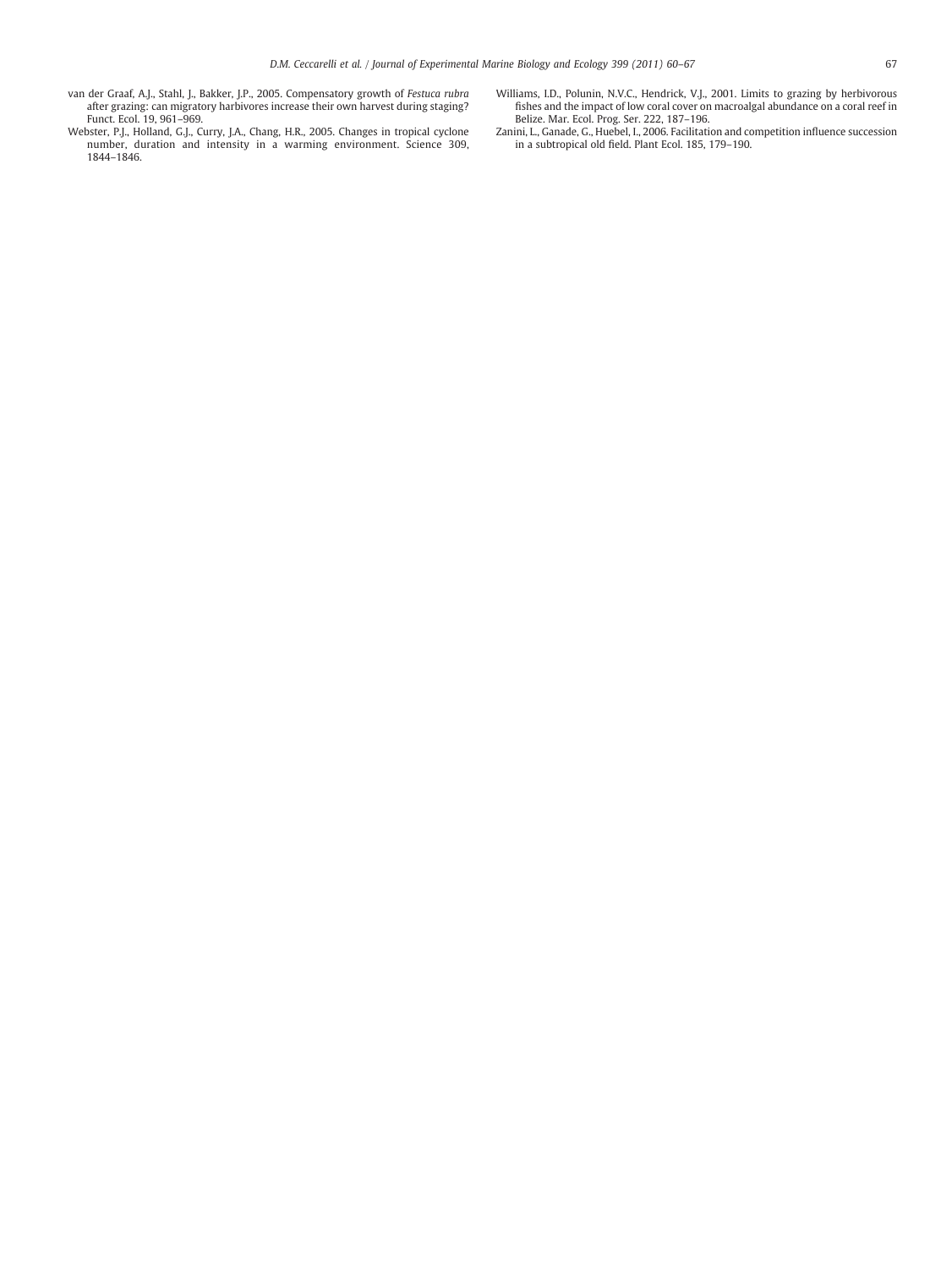van der Graaf, A.J., Stahl, J., Bakker, J.P., 2005. Compensatory growth of *Festuca rubra* after grazing: can migratory harbivores increase their own harvest during staging? Funct. Ecol. 19, 961–969.

Webster, P.J., Holland, G.J., Curry, J.A., Chang, H.R., 2005. Changes in tropical cyclone number, duration and intensity in a warming environment. Science 309, 1844–1846.

Williams, I.D., Polunin, N.V.C., Hendrick, V.J., 2001. Limits to grazing by herbivorous fishes and the impact of low coral cover on macroalgal abundance on a coral reef in Belize. Mar. Ecol. Prog. Ser. 222, 187–196.

Zanini, L., Ganade, G., Huebel, I., 2006. Facilitation and competition influence succession in a subtropical old field. Plant Ecol. 185, 179–190.